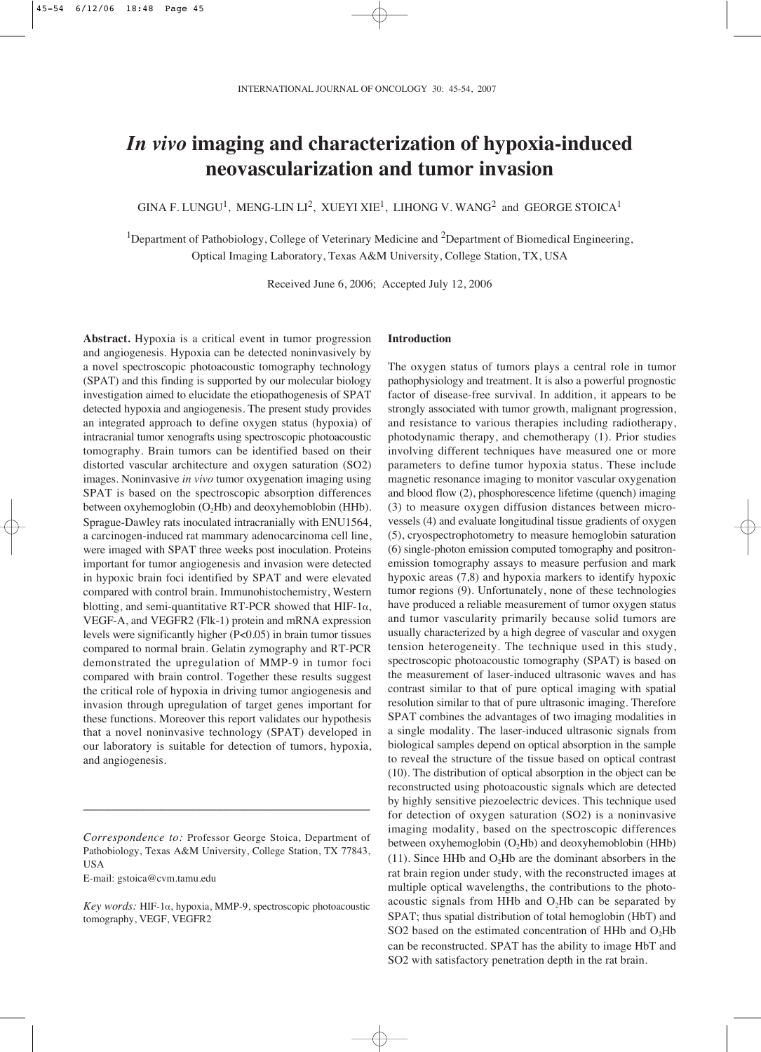# *In vivo* imaging and characterization of hypoxia-induced neovascularization and tumor invasion

GINA F. LUNGU[1], MENG-LIN LI[2], XUEYI XIE[1], LIHONG V. WANG[2] and GEORGE STOICA[1]

[1]Department of Pathobiology, College of Veterinary Medicine and [2]Department of Biomedical Engineering, Optical Imaging Laboratory, Texas A&M University, College Station, TX, USA

Received June 6, 2006; Accepted July 12, 2006

**Abstract.** Hypoxia is a critical event in tumor progression and angiogenesis. Hypoxia can be detected noninvasively by a novel spectroscopic photoacoustic tomography technology (SPAT) and this finding is supported by our molecular biology investigation aimed to elucidate the etiopathogenesis of SPAT detected hypoxia and angiogenesis. The present study provides an integrated approach to define oxygen status (hypoxia) of intracranial tumor xenografts using spectroscopic photoacoustic tomography. Brain tumors can be identified based on their distorted vascular architecture and oxygen saturation (SO2) images. Noninvasive *in vivo* tumor oxygenation imaging using SPAT is based on the spectroscopic absorption differences between oxyhemoglobin ($O_2$Hb) and deoxyhemoblobin (HHb). Sprague-Dawley rats inoculated intracranially with ENU1564, a carcinogen-induced rat mammary adenocarcinoma cell line, were imaged with SPAT three weeks post inoculation. Proteins important for tumor angiogenesis and invasion were detected in hypoxic brain foci identified by SPAT and were elevated compared with control brain. Immunohistochemistry, Western blotting, and semi-quantitative RT-PCR showed that HIF-1α, VEGF-A, and VEGFR2 (Flk-1) protein and mRNA expression levels were significantly higher ($P<0.05$) in brain tumor tissues compared to normal brain. Gelatin zymography and RT-PCR demonstrated the upregulation of MMP-9 in tumor foci compared with brain control. Together these results suggest the critical role of hypoxia in driving tumor angiogenesis and invasion through upregulation of target genes important for these functions. Moreover this report validates our hypothesis that a novel noninvasive technology (SPAT) developed in our laboratory is suitable for detection of tumors, hypoxia, and angiogenesis.

---

*Correspondence to:* Professor George Stoica, Department of Pathobiology, Texas A&M University, College Station, TX 77843, USA

E-mail: gstoica@cvm.tamu.edu

*Key words:* HIF-1α, hypoxia, MMP-9, spectroscopic photoacoustic tomography, VEGF, VEGFR2

## Introduction

The oxygen status of tumors plays a central role in tumor pathophysiology and treatment. It is also a powerful prognostic factor of disease-free survival. In addition, it appears to be strongly associated with tumor growth, malignant progression, and resistance to various therapies including radiotherapy, photodynamic therapy, and chemotherapy (1). Prior studies involving different techniques have measured one or more parameters to define tumor hypoxia status. These include magnetic resonance imaging to monitor vascular oxygenation and blood flow (2), phosphorescence lifetime (quench) imaging (3) to measure oxygen diffusion distances between microvessels (4) and evaluate longitudinal tissue gradients of oxygen (5), cryospectrophotometry to measure hemoglobin saturation (6) single-photon emission computed tomography and positron-emission tomography assays to measure perfusion and mark hypoxic areas (7,8) and hypoxia markers to identify hypoxic tumor regions (9). Unfortunately, none of these technologies have produced a reliable measurement of tumor oxygen status and tumor vascularity primarily because solid tumors are usually characterized by a high degree of vascular and oxygen tension heterogeneity. The technique used in this study, spectroscopic photoacoustic tomography (SPAT) is based on the measurement of laser-induced ultrasonic waves and has contrast similar to that of pure optical imaging with spatial resolution similar to that of pure ultrasonic imaging. Therefore SPAT combines the advantages of two imaging modalities in a single modality. The laser-induced ultrasonic signals from biological samples depend on optical absorption in the sample to reveal the structure of the tissue based on optical contrast (10). The distribution of optical absorption in the object can be reconstructed using photoacoustic signals which are detected by highly sensitive piezoelectric devices. This technique used for detection of oxygen saturation (SO2) is a noninvasive imaging modality, based on the spectroscopic differences between oxyhemoglobin ($O_2$Hb) and deoxyhemoblobin (HHb) (11). Since HHb and $O_2$Hb are the dominant absorbers in the rat brain region under study, with the reconstructed images at multiple optical wavelengths, the contributions to the photoacoustic signals from HHb and $O_2$Hb can be separated by SPAT; thus spatial distribution of total hemoglobin (HbT) and SO2 based on the estimated concentration of HHb and $O_2$Hb can be reconstructed. SPAT has the ability to image HbT and SO2 with satisfactory penetration depth in the rat brain.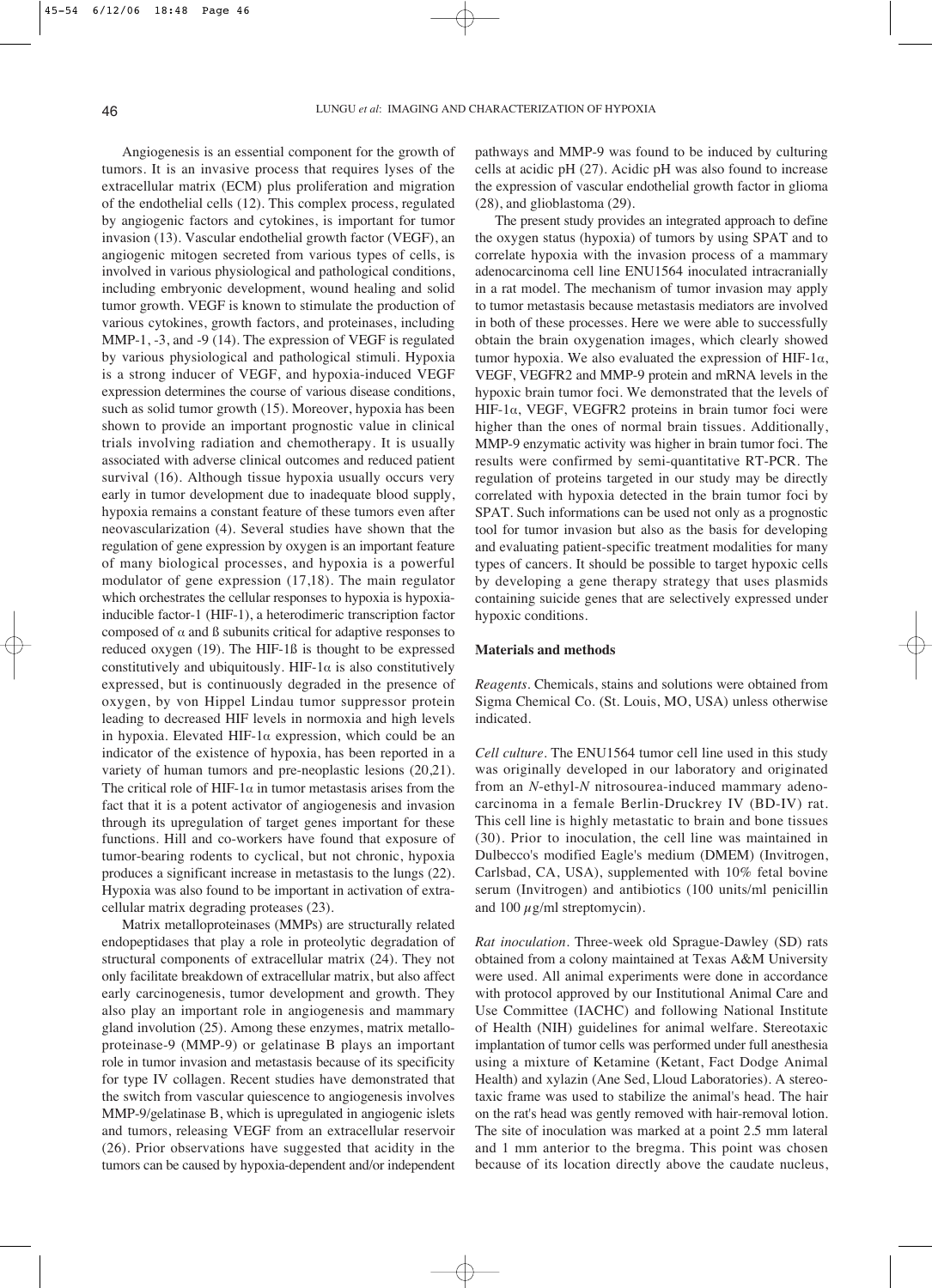Angiogenesis is an essential component for the growth of tumors. It is an invasive process that requires lyses of the extracellular matrix (ECM) plus proliferation and migration of the endothelial cells (12). This complex process, regulated by angiogenic factors and cytokines, is important for tumor invasion (13). Vascular endothelial growth factor (VEGF), an angiogenic mitogen secreted from various types of cells, is involved in various physiological and pathological conditions, including embryonic development, wound healing and solid tumor growth. VEGF is known to stimulate the production of various cytokines, growth factors, and proteinases, including MMP-1, -3, and -9 (14). The expression of VEGF is regulated by various physiological and pathological stimuli. Hypoxia is a strong inducer of VEGF, and hypoxia-induced VEGF expression determines the course of various disease conditions, such as solid tumor growth (15). Moreover, hypoxia has been shown to provide an important prognostic value in clinical trials involving radiation and chemotherapy. It is usually associated with adverse clinical outcomes and reduced patient survival (16). Although tissue hypoxia usually occurs very early in tumor development due to inadequate blood supply, hypoxia remains a constant feature of these tumors even after neovascularization (4). Several studies have shown that the regulation of gene expression by oxygen is an important feature of many biological processes, and hypoxia is a powerful modulator of gene expression (17,18). The main regulator which orchestrates the cellular responses to hypoxia is hypoxia-inducible factor-1 (HIF-1), a heterodimeric transcription factor composed of α and ß subunits critical for adaptive responses to reduced oxygen (19). The HIF-1ß is thought to be expressed constitutively and ubiquitously. HIF-1α is also constitutively expressed, but is continuously degraded in the presence of oxygen, by von Hippel Lindau tumor suppressor protein leading to decreased HIF levels in normoxia and high levels in hypoxia. Elevated HIF-1α expression, which could be an indicator of the existence of hypoxia, has been reported in a variety of human tumors and pre-neoplastic lesions (20,21). The critical role of HIF-1α in tumor metastasis arises from the fact that it is a potent activator of angiogenesis and invasion through its upregulation of target genes important for these functions. Hill and co-workers have found that exposure of tumor-bearing rodents to cyclical, but not chronic, hypoxia produces a significant increase in metastasis to the lungs (22). Hypoxia was also found to be important in activation of extracellular matrix degrading proteases (23).

Matrix metalloproteinases (MMPs) are structurally related endopeptidases that play a role in proteolytic degradation of structural components of extracellular matrix (24). They not only facilitate breakdown of extracellular matrix, but also affect early carcinogenesis, tumor development and growth. They also play an important role in angiogenesis and mammary gland involution (25). Among these enzymes, matrix metalloproteinase-9 (MMP-9) or gelatinase B plays an important role in tumor invasion and metastasis because of its specificity for type IV collagen. Recent studies have demonstrated that the switch from vascular quiescence to angiogenesis involves MMP-9/gelatinase B, which is upregulated in angiogenic islets and tumors, releasing VEGF from an extracellular reservoir (26). Prior observations have suggested that acidity in the tumors can be caused by hypoxia-dependent and/or independent pathways and MMP-9 was found to be induced by culturing cells at acidic pH (27). Acidic pH was also found to increase the expression of vascular endothelial growth factor in glioma (28), and glioblastoma (29).

The present study provides an integrated approach to define the oxygen status (hypoxia) of tumors by using SPAT and to correlate hypoxia with the invasion process of a mammary adenocarcinoma cell line ENU1564 inoculated intracranially in a rat model. The mechanism of tumor invasion may apply to tumor metastasis because metastasis mediators are involved in both of these processes. Here we were able to successfully obtain the brain oxygenation images, which clearly showed tumor hypoxia. We also evaluated the expression of HIF-1α, VEGF, VEGFR2 and MMP-9 protein and mRNA levels in the hypoxic brain tumor foci. We demonstrated that the levels of HIF-1α, VEGF, VEGFR2 proteins in brain tumor foci were higher than the ones of normal brain tissues. Additionally, MMP-9 enzymatic activity was higher in brain tumor foci. The results were confirmed by semi-quantitative RT-PCR. The regulation of proteins targeted in our study may be directly correlated with hypoxia detected in the brain tumor foci by SPAT. Such informations can be used not only as a prognostic tool for tumor invasion but also as the basis for developing and evaluating patient-specific treatment modalities for many types of cancers. It should be possible to target hypoxic cells by developing a gene therapy strategy that uses plasmids containing suicide genes that are selectively expressed under hypoxic conditions.

## Materials and methods

*Reagents.* Chemicals, stains and solutions were obtained from Sigma Chemical Co. (St. Louis, MO, USA) unless otherwise indicated.

*Cell culture.* The ENU1564 tumor cell line used in this study was originally developed in our laboratory and originated from an *N*-ethyl-*N* nitrosourea-induced mammary adenocarcinoma in a female Berlin-Druckrey IV (BD-IV) rat. This cell line is highly metastatic to brain and bone tissues (30). Prior to inoculation, the cell line was maintained in Dulbecco's modified Eagle's medium (DMEM) (Invitrogen, Carlsbad, CA, USA), supplemented with 10% fetal bovine serum (Invitrogen) and antibiotics (100 units/ml penicillin and 100 $\mu$g/ml streptomycin).

*Rat inoculation.* Three-week old Sprague-Dawley (SD) rats obtained from a colony maintained at Texas A&M University were used. All animal experiments were done in accordance with protocol approved by our Institutional Animal Care and Use Committee (IACHC) and following National Institute of Health (NIH) guidelines for animal welfare. Stereotaxic implantation of tumor cells was performed under full anesthesia using a mixture of Ketamine (Ketant, Fact Dodge Animal Health) and xylazin (Ane Sed, Lloud Laboratories). A stereotaxic frame was used to stabilize the animal's head. The hair on the rat's head was gently removed with hair-removal lotion. The site of inoculation was marked at a point 2.5 mm lateral and 1 mm anterior to the bregma. This point was chosen because of its location directly above the caudate nucleus,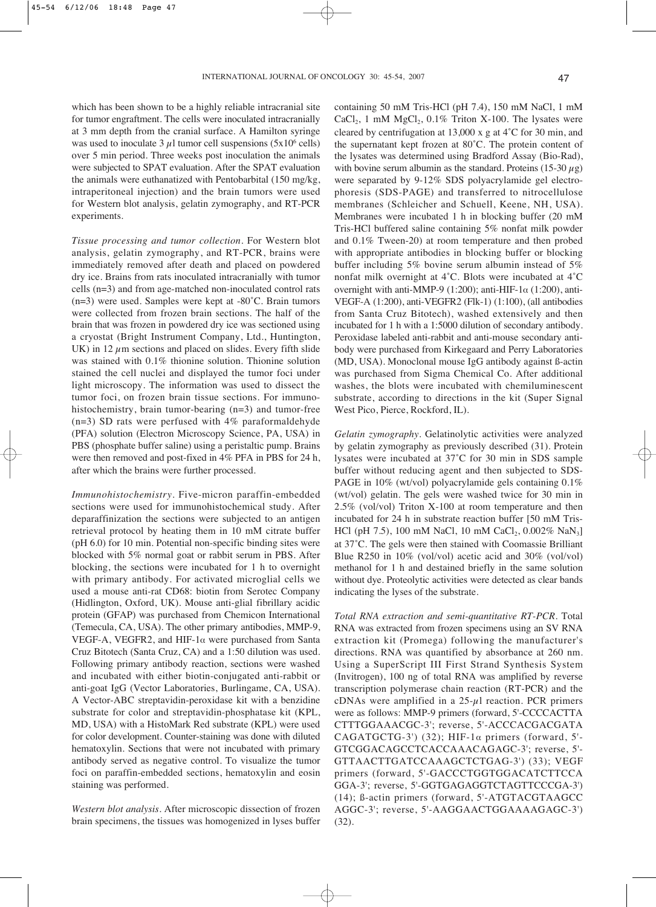which has been shown to be a highly reliable intracranial site for tumor engraftment. The cells were inoculated intracranially at 3 mm depth from the cranial surface. A Hamilton syringe was used to inoculate 3 $\mu$l tumor cell suspensions (5x10$^6$ cells) over 5 min period. Three weeks post inoculation the animals were subjected to SPAT evaluation. After the SPAT evaluation the animals were euthanatized with Pentobarbital (150 mg/kg, intraperitoneal injection) and the brain tumors were used for Western blot analysis, gelatin zymography, and RT-PCR experiments.

*Tissue processing and tumor collection*. For Western blot analysis, gelatin zymography, and RT-PCR, brains were immediately removed after death and placed on powdered dry ice. Brains from rats inoculated intracranially with tumor cells (n=3) and from age-matched non-inoculated control rats (n=3) were used. Samples were kept at -80˚C. Brain tumors were collected from frozen brain sections. The half of the brain that was frozen in powdered dry ice was sectioned using a cryostat (Bright Instrument Company, Ltd., Huntington, UK) in 12 $\mu$m sections and placed on slides. Every fifth slide was stained with 0.1% thionine solution. Thionine solution stained the cell nuclei and displayed the tumor foci under light microscopy. The information was used to dissect the tumor foci, on frozen brain tissue sections. For immunohistochemistry, brain tumor-bearing (n=3) and tumor-free (n=3) SD rats were perfused with 4% paraformaldehyde (PFA) solution (Electron Microscopy Science, PA, USA) in PBS (phosphate buffer saline) using a peristaltic pump. Brains were then removed and post-fixed in 4% PFA in PBS for 24 h, after which the brains were further processed.

*Immunohistochemistry*. Five-micron paraffin-embedded sections were used for immunohistochemical study. After deparaffinization the sections were subjected to an antigen retrieval protocol by heating them in 10 mM citrate buffer (pH 6.0) for 10 min. Potential non-specific binding sites were blocked with 5% normal goat or rabbit serum in PBS. After blocking, the sections were incubated for 1 h to overnight with primary antibody. For activated microglial cells we used a mouse anti-rat CD68: biotin from Serotec Company (Hidlington, Oxford, UK). Mouse anti-glial fibrillary acidic protein (GFAP) was purchased from Chemicon International (Temecula, CA, USA). The other primary antibodies, MMP-9, VEGF-A, VEGFR2, and HIF-1$\alpha$ were purchased from Santa Cruz Bitotech (Santa Cruz, CA) and a 1:50 dilution was used. Following primary antibody reaction, sections were washed and incubated with either biotin-conjugated anti-rabbit or anti-goat IgG (Vector Laboratories, Burlingame, CA, USA). A Vector-ABC streptavidin-peroxidase kit with a benzidine substrate for color and streptavidin-phosphatase kit (KPL, MD, USA) with a HistoMark Red substrate (KPL) were used for color development. Counter-staining was done with diluted hematoxylin. Sections that were not incubated with primary antibody served as negative control. To visualize the tumor foci on paraffin-embedded sections, hematoxylin and eosin staining was performed.

*Western blot analysis*. After microscopic dissection of frozen brain specimens, the tissues was homogenized in lyses buffer containing 50 mM Tris-HCl (pH 7.4), 150 mM NaCl, 1 mM $CaCl_2$, 1 mM $MgCl_2$, 0.1% Triton X-100. The lysates were cleared by centrifugation at 13,000 x g at 4˚C for 30 min, and the supernatant kept frozen at 80˚C. The protein content of the lysates was determined using Bradford Assay (Bio-Rad), with bovine serum albumin as the standard. Proteins (15-30 $\mu$g) were separated by 9-12% SDS polyacrylamide gel electrophoresis (SDS-PAGE) and transferred to nitrocellulose membranes (Schleicher and Schuell, Keene, NH, USA). Membranes were incubated 1 h in blocking buffer (20 mM Tris-HCl buffered saline containing 5% nonfat milk powder and 0.1% Tween-20) at room temperature and then probed with appropriate antibodies in blocking buffer or blocking buffer including 5% bovine serum albumin instead of 5% nonfat milk overnight at 4˚C. Blots were incubated at 4˚C overnight with anti-MMP-9 (1:200); anti-HIF-1$\alpha$ (1:200), anti-VEGF-A (1:200), anti-VEGFR2 (Flk-1) (1:100), (all antibodies from Santa Cruz Bitotech), washed extensively and then incubated for 1 h with a 1:5000 dilution of secondary antibody. Peroxidase labeled anti-rabbit and anti-mouse secondary antibody were purchased from Kirkegaard and Perry Laboratories (MD, USA). Monoclonal mouse IgG antibody against ß-actin was purchased from Sigma Chemical Co. After additional washes, the blots were incubated with chemiluminescent substrate, according to directions in the kit (Super Signal West Pico, Pierce, Rockford, IL).

*Gelatin zymography*. Gelatinolytic activities were analyzed by gelatin zymography as previously described (31). Protein lysates were incubated at 37˚C for 30 min in SDS sample buffer without reducing agent and then subjected to SDS-PAGE in 10% (wt/vol) polyacrylamide gels containing 0.1% (wt/vol) gelatin. The gels were washed twice for 30 min in 2.5% (vol/vol) Triton X-100 at room temperature and then incubated for 24 h in substrate reaction buffer [50 mM Tris-HCl (pH 7.5), 100 mM NaCl, 10 mM $CaCl_2$, 0.002% $NaN_3$] at 37˚C. The gels were then stained with Coomassie Brilliant Blue R250 in 10% (vol/vol) acetic acid and 30% (vol/vol) methanol for 1 h and destained briefly in the same solution without dye. Proteolytic activities were detected as clear bands indicating the lyses of the substrate.

*Total RNA extraction and semi-quantitative RT-PCR*. Total RNA was extracted from frozen specimens using an SV RNA extraction kit (Promega) following the manufacturer's directions. RNA was quantified by absorbance at 260 nm. Using a SuperScript III First Strand Synthesis System (Invitrogen), 100 ng of total RNA was amplified by reverse transcription polymerase chain reaction (RT-PCR) and the cDNAs were amplified in a 25-$\mu$l reaction. PCR primers were as follows: MMP-9 primers (forward, 5'-CCCCACTTA CTTTGGAAACGC-3'; reverse, 5'-ACCCACGACGATA CAGATGCTG-3') (32); HIF-1$\alpha$ primers (forward, 5'-GTCGGACAGCCTCACCAAACAGAGC-3'; reverse, 5'-GTTAACTTGATCCAAAGCTCTGAG-3') (33); VEGF primers (forward, 5'-GACCCTGGTGGACATCTTCCA GGA-3'; reverse, 5'-GGTGAGAGGTCTAGTTCCCGA-3') (14); ß-actin primers (forward, 5'-ATGTACGTAAGCC AGGC-3'; reverse, 5'-AAGGAACTGGAAAAGAGC-3') (32).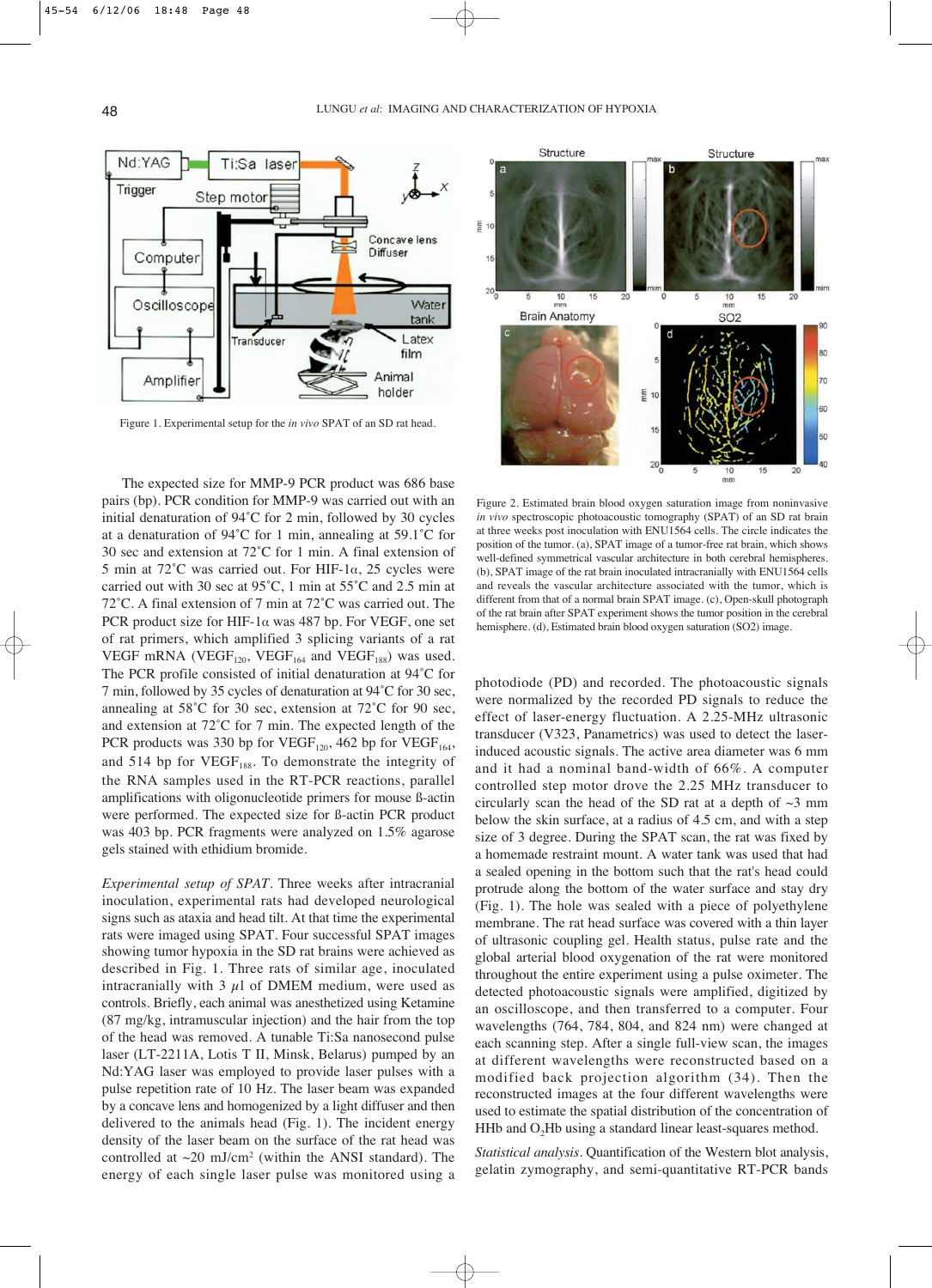Figure 1. Experimental setup for the *in vivo* SPAT of an SD rat head.

Figure 2. Estimated brain blood oxygen saturation image from noninvasive *in vivo* spectroscopic photoacoustic tomography (SPAT) of an SD rat brain at three weeks post inoculation with ENU1564 cells. The circle indicates the position of the tumor. (a), SPAT image of a tumor-free rat brain, which shows well-defined symmetrical vascular architecture in both cerebral hemispheres. (b), SPAT image of the rat brain inoculated intracranially with ENU1564 cells and reveals the vascular architecture associated with the tumor, which is different from that of a normal brain SPAT image. (c), Open-skull photograph of the rat brain after SPAT experiment shows the tumor position in the cerebral hemisphere. (d), Estimated brain blood oxygen saturation (SO2) image.

The expected size for MMP-9 PCR product was 686 base pairs (bp). PCR condition for MMP-9 was carried out with an initial denaturation of 94˚C for 2 min, followed by 30 cycles at a denaturation of 94˚C for 1 min, annealing at 59.1˚C for 30 sec and extension at 72˚C for 1 min. A final extension of 5 min at 72˚C was carried out. For HIF-1α, 25 cycles were carried out with 30 sec at 95˚C, 1 min at 55˚C and 2.5 min at 72˚C. A final extension of 7 min at 72˚C was carried out. The PCR product size for HIF-1α was 487 bp. For VEGF, one set of rat primers, which amplified 3 splicing variants of a rat VEGF mRNA ($VEGF_{120}$, $VEGF_{164}$ and $VEGF_{188}$) was used. The PCR profile consisted of initial denaturation at 94˚C for 7 min, followed by 35 cycles of denaturation at 94˚C for 30 sec, annealing at 58˚C for 30 sec, extension at 72˚C for 90 sec, and extension at 72˚C for 7 min. The expected length of the PCR products was 330 bp for $VEGF_{120}$, 462 bp for $VEGF_{164}$, and 514 bp for $VEGF_{188}$. To demonstrate the integrity of the RNA samples used in the RT-PCR reactions, parallel amplifications with oligonucleotide primers for mouse ß-actin were performed. The expected size for ß-actin PCR product was 403 bp. PCR fragments were analyzed on 1.5% agarose gels stained with ethidium bromide.

*Experimental setup of SPAT*. Three weeks after intracranial inoculation, experimental rats had developed neurological signs such as ataxia and head tilt. At that time the experimental rats were imaged using SPAT. Four successful SPAT images showing tumor hypoxia in the SD rat brains were achieved as described in Fig. 1. Three rats of similar age, inoculated intracranially with 3 μl of DMEM medium, were used as controls. Briefly, each animal was anesthetized using Ketamine (87 mg/kg, intramuscular injection) and the hair from the top of the head was removed. A tunable Ti:Sa nanosecond pulse laser (LT-2211A, Lotis T II, Minsk, Belarus) pumped by an Nd:YAG laser was employed to provide laser pulses with a pulse repetition rate of 10 Hz. The laser beam was expanded by a concave lens and homogenized by a light diffuser and then delivered to the animals head (Fig. 1). The incident energy density of the laser beam on the surface of the rat head was controlled at ~20 mJ/cm$^2$ (within the ANSI standard). The energy of each single laser pulse was monitored using a photodiode (PD) and recorded. The photoacoustic signals were normalized by the recorded PD signals to reduce the effect of laser-energy fluctuation. A 2.25-MHz ultrasonic transducer (V323, Panametrics) was used to detect the laser-induced acoustic signals. The active area diameter was 6 mm and it had a nominal band-width of 66%. A computer controlled step motor drove the 2.25 MHz transducer to circularly scan the head of the SD rat at a depth of ~3 mm below the skin surface, at a radius of 4.5 cm, and with a step size of 3 degree. During the SPAT scan, the rat was fixed by a homemade restraint mount. A water tank was used that had a sealed opening in the bottom such that the rat's head could protrude along the bottom of the water surface and stay dry (Fig. 1). The hole was sealed with a piece of polyethylene membrane. The rat head surface was covered with a thin layer of ultrasonic coupling gel. Health status, pulse rate and the global arterial blood oxygenation of the rat were monitored throughout the entire experiment using a pulse oximeter. The detected photoacoustic signals were amplified, digitized by an oscilloscope, and then transferred to a computer. Four wavelengths (764, 784, 804, and 824 nm) were changed at each scanning step. After a single full-view scan, the images at different wavelengths were reconstructed based on a modified back projection algorithm (34). Then the reconstructed images at the four different wavelengths were used to estimate the spatial distribution of the concentration of HHb and $O_2$Hb using a standard linear least-squares method.

*Statistical analysis*. Quantification of the Western blot analysis, gelatin zymography, and semi-quantitative RT-PCR bands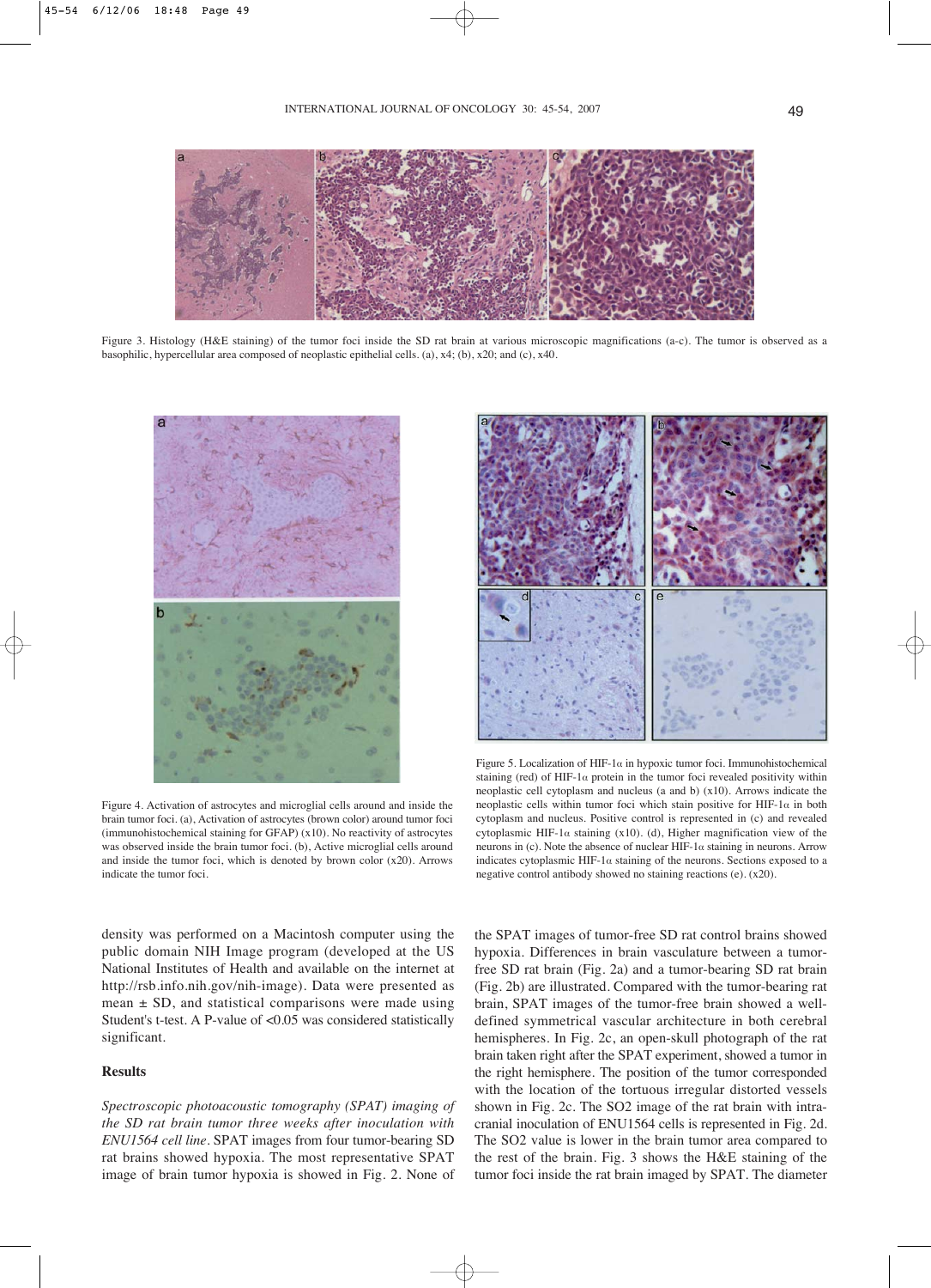Figure 3. Histology (H&E staining) of the tumor foci inside the SD rat brain at various microscopic magnifications (a-c). The tumor is observed as a basophilic, hypercellular area composed of neoplastic epithelial cells. (a), x4; (b), x20; and (c), x40.

Figure 4. Activation of astrocytes and microglial cells around and inside the brain tumor foci. (a), Activation of astrocytes (brown color) around tumor foci (immunohistochemical staining for GFAP) (x10). No reactivity of astrocytes was observed inside the brain tumor foci. (b), Active microglial cells around and inside the tumor foci, which is denoted by brown color (x20). Arrows indicate the tumor foci.

Figure 5. Localization of HIF-1α in hypoxic tumor foci. Immunohistochemical staining (red) of HIF-1α protein in the tumor foci revealed positivity within neoplastic cell cytoplasm and nucleus (a and b) (x10). Arrows indicate the neoplastic cells within tumor foci which stain positive for HIF-1α in both cytoplasm and nucleus. Positive control is represented in (c) and revealed cytoplasmic HIF-1α staining (x10). (d), Higher magnification view of the neurons in (c). Note the absence of nuclear HIF-1α staining in neurons. Arrow indicates cytoplasmic HIF-1α staining of the neurons. Sections exposed to a negative control antibody showed no staining reactions (e). (x20).

density was performed on a Macintosh computer using the public domain NIH Image program (developed at the US National Institutes of Health and available on the internet at http://rsb.info.nih.gov/nih-image). Data were presented as mean ± SD, and statistical comparisons were made using Student's t-test. A P-value of <0.05 was considered statistically significant.

## Results

*Spectroscopic photoacoustic tomography (SPAT) imaging of the SD rat brain tumor three weeks after inoculation with ENU1564 cell line.* SPAT images from four tumor-bearing SD rat brains showed hypoxia. The most representative SPAT image of brain tumor hypoxia is showed in Fig. 2. None of the SPAT images of tumor-free SD rat control brains showed hypoxia. Differences in brain vasculature between a tumor-free SD rat brain (Fig. 2a) and a tumor-bearing SD rat brain (Fig. 2b) are illustrated. Compared with the tumor-bearing rat brain, SPAT images of the tumor-free brain showed a well-defined symmetrical vascular architecture in both cerebral hemispheres. In Fig. 2c, an open-skull photograph of the rat brain taken right after the SPAT experiment, showed a tumor in the right hemisphere. The position of the tumor corresponded with the location of the tortuous irregular distorted vessels shown in Fig. 2c. The $SO_2$ image of the rat brain with intracranial inoculation of ENU1564 cells is represented in Fig. 2d. The $SO_2$ value is lower in the brain tumor area compared to the rest of the brain. Fig. 3 shows the H&E staining of the tumor foci inside the rat brain imaged by SPAT. The diameter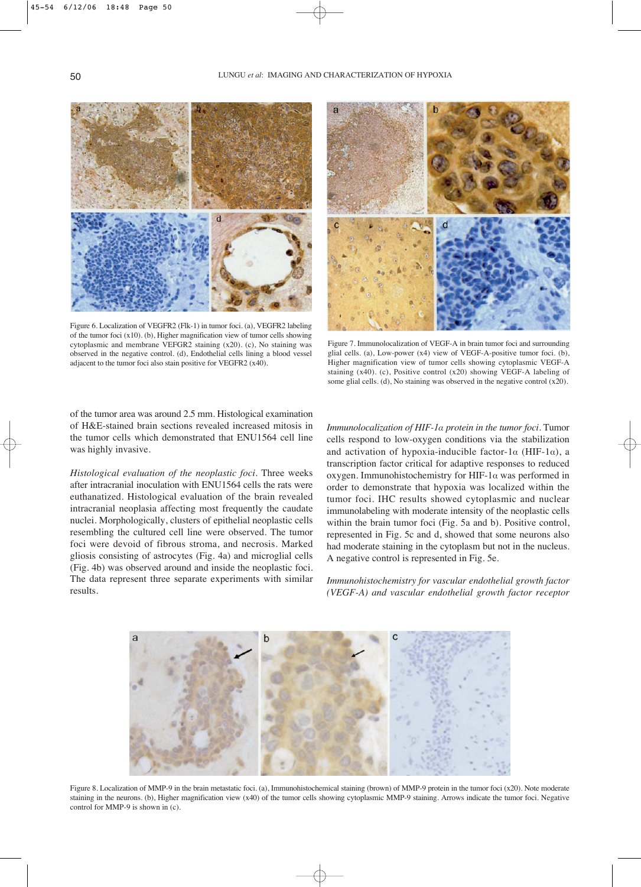Figure 6. Localization of VEGFR2 (Flk-1) in tumor foci. (a), VEGFR2 labeling of the tumor foci (x10). (b), Higher magnification view of tumor cells showing cytoplasmic and membrane VEFGR2 staining (x20). (c), No staining was observed in the negative control. (d), Endothelial cells lining a blood vessel adjacent to the tumor foci also stain positive for VEGFR2 (x40).

Figure 7. Immunolocalization of VEGF-A in brain tumor foci and surrounding glial cells. (a), Low-power (x4) view of VEGF-A-positive tumor foci. (b), Higher magnification view of tumor cells showing cytoplasmic VEGF-A staining (x40). (c), Positive control (x20) showing VEGF-A labeling of some glial cells. (d), No staining was observed in the negative control (x20).

of the tumor area was around 2.5 mm. Histological examination of H&E-stained brain sections revealed increased mitosis in the tumor cells which demonstrated that ENU1564 cell line was highly invasive.

*Histological evaluation of the neoplastic foci.* Three weeks after intracranial inoculation with ENU1564 cells the rats were euthanatized. Histological evaluation of the brain revealed intracranial neoplasia affecting most frequently the caudate nuclei. Morphologically, clusters of epithelial neoplastic cells resembling the cultured cell line were observed. The tumor foci were devoid of fibrous stroma, and necrosis. Marked gliosis consisting of astrocytes (Fig. 4a) and microglial cells (Fig. 4b) was observed around and inside the neoplastic foci. The data represent three separate experiments with similar results.

*Immunolocalization of HIF-1α protein in the tumor foci.* Tumor cells respond to low-oxygen conditions via the stabilization and activation of hypoxia-inducible factor-1α (HIF-1α), a transcription factor critical for adaptive responses to reduced oxygen. Immunohistochemistry for HIF-1α was performed in order to demonstrate that hypoxia was localized within the tumor foci. IHC results showed cytoplasmic and nuclear immunolabeling with moderate intensity of the neoplastic cells within the brain tumor foci (Fig. 5a and b). Positive control, represented in Fig. 5c and d, showed that some neurons also had moderate staining in the cytoplasm but not in the nucleus. A negative control is represented in Fig. 5e.

*Immunohistochemistry for vascular endothelial growth factor (VEGF-A) and vascular endothelial growth factor receptor*

Figure 8. Localization of MMP-9 in the brain metastatic foci. (a), Immunohistochemical staining (brown) of MMP-9 protein in the tumor foci (x20). Note moderate staining in the neurons. (b), Higher magnification view (x40) of the tumor cells showing cytoplasmic MMP-9 staining. Arrows indicate the tumor foci. Negative control for MMP-9 is shown in (c).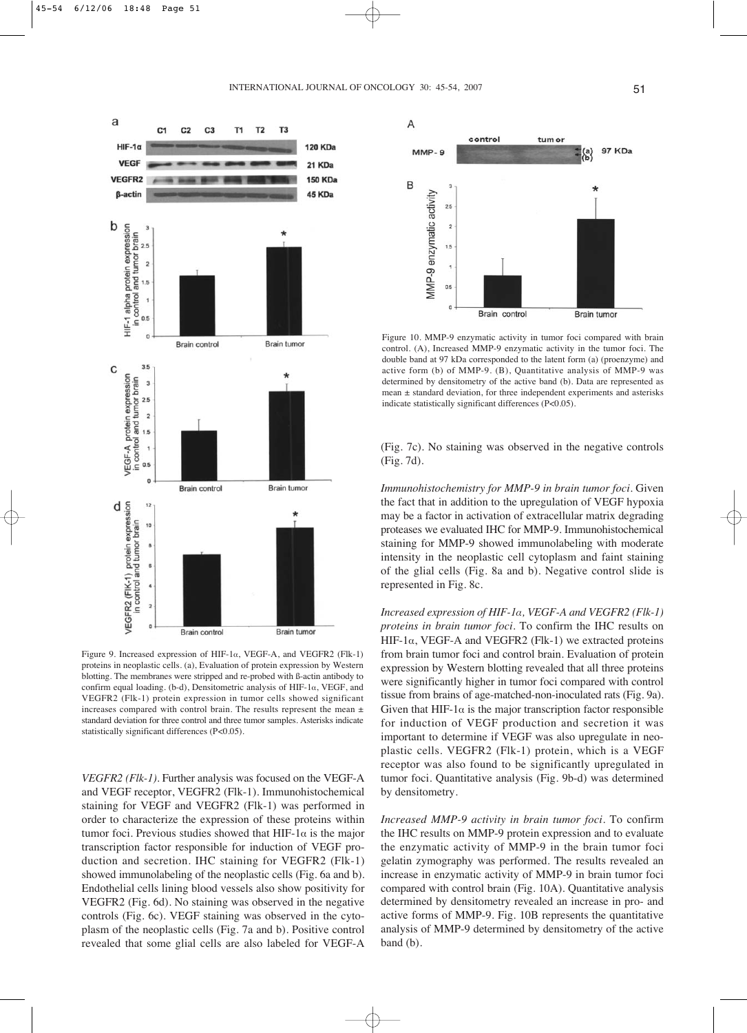Figure 9. Increased expression of HIF-1α, VEGF-A, and VEGFR2 (Flk-1) proteins in neoplastic cells. (a), Evaluation of protein expression by Western blotting. The membranes were stripped and re-probed with ß-actin antibody to confirm equal loading. (b-d), Densitometric analysis of HIF-1α, VEGF, and VEGFR2 (Flk-1) protein expression in tumor cells showed significant increases compared with control brain. The results represent the mean ± standard deviation for three control and three tumor samples. Asterisks indicate statistically significant differences (P<0.05).

*VEGFR2 (Flk-1)*. Further analysis was focused on the VEGF-A and VEGF receptor, VEGFR2 (Flk-1). Immunohistochemical staining for VEGF and VEGFR2 (Flk-1) was performed in order to characterize the expression of these proteins within tumor foci. Previous studies showed that HIF-1α is the major transcription factor responsible for induction of VEGF production and secretion. IHC staining for VEGFR2 (Flk-1) showed immunolabeling of the neoplastic cells (Fig. 6a and b). Endothelial cells lining blood vessels also show positivity for VEGFR2 (Fig. 6d). No staining was observed in the negative controls (Fig. 6c). VEGF staining was observed in the cytoplasm of the neoplastic cells (Fig. 7a and b). Positive control revealed that some glial cells are also labeled for VEGF-A (Fig. 7c). No staining was observed in the negative controls (Fig. 7d).

*Immunohistochemistry for MMP-9 in brain tumor foci*. Given the fact that in addition to the upregulation of VEGF hypoxia may be a factor in activation of extracellular matrix degrading proteases we evaluated IHC for MMP-9. Immunohistochemical staining for MMP-9 showed immunolabeling with moderate intensity in the neoplastic cell cytoplasm and faint staining of the glial cells (Fig. 8a and b). Negative control slide is represented in Fig. 8c.

*Increased expression of HIF-1α, VEGF-A and VEGFR2 (Flk-1) proteins in brain tumor foci*. To confirm the IHC results on HIF-1α, VEGF-A and VEGFR2 (Flk-1) we extracted proteins from brain tumor foci and control brain. Evaluation of protein expression by Western blotting revealed that all three proteins were significantly higher in tumor foci compared with control tissue from brains of age-matched-non-inoculated rats (Fig. 9a). Given that HIF-1α is the major transcription factor responsible for induction of VEGF production and secretion it was important to determine if VEGF was also upregulate in neoplastic cells. VEGFR2 (Flk-1) protein, which is a VEGF receptor was also found to be significantly upregulated in tumor foci. Quantitative analysis (Fig. 9b-d) was determined by densitometry.

*Increased MMP-9 activity in brain tumor foci*. To confirm the IHC results on MMP-9 protein expression and to evaluate the enzymatic activity of MMP-9 in the brain tumor foci gelatin zymography was performed. The results revealed an increase in enzymatic activity of MMP-9 in brain tumor foci compared with control brain (Fig. 10A). Quantitative analysis determined by densitometry revealed an increase in pro- and active forms of MMP-9. Fig. 10B represents the quantitative analysis of MMP-9 determined by densitometry of the active band (b).

Figure 10. MMP-9 enzymatic activity in tumor foci compared with brain control. (A), Increased MMP-9 enzymatic activity in the tumor foci. The double band at 97 kDa corresponded to the latent form (a) (proenzyme) and active form (b) of MMP-9. (B), Quantitative analysis of MMP-9 was determined by densitometry of the active band (b). Data are represented as mean ± standard deviation, for three independent experiments and asterisks indicate statistically significant differences (P<0.05).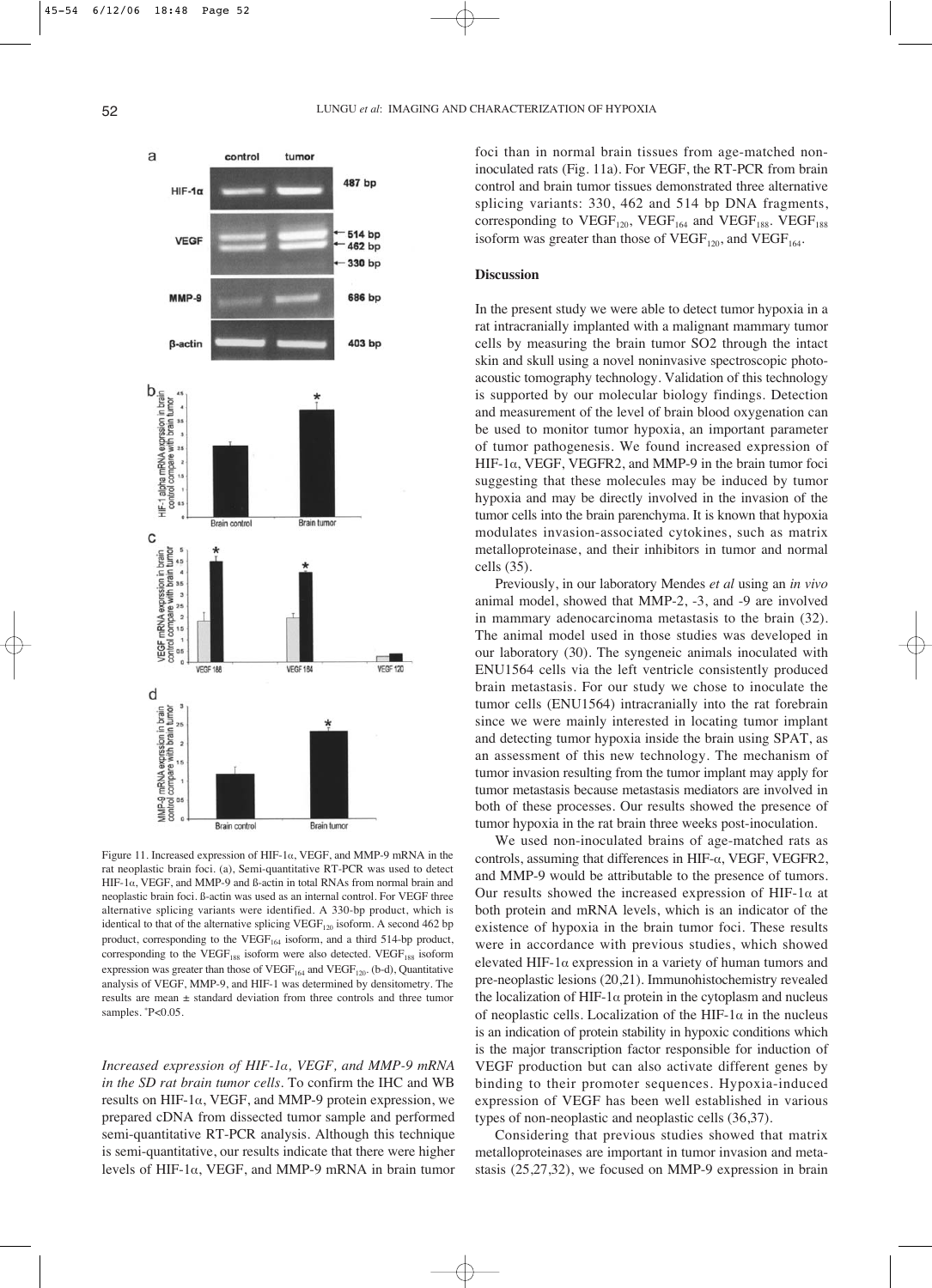Figure 11. Increased expression of HIF-1α, VEGF, and MMP-9 mRNA in the rat neoplastic brain foci. (a), Semi-quantitative RT-PCR was used to detect HIF-1α, VEGF, and MMP-9 and ß-actin in total RNAs from normal brain and neoplastic brain foci. ß-actin was used as an internal control. For VEGF three alternative splicing variants were identified. A 330-bp product, which is identical to that of the alternative splicing $VEGF_{120}$ isoform. A second 462 bp product, corresponding to the $VEGF_{164}$ isoform, and a third 514-bp product, corresponding to the $VEGF_{188}$ isoform were also detected. $VEGF_{188}$ isoform expression was greater than those of $VEGF_{164}$ and $VEGF_{120}$. (b-d), Quantitative analysis of VEGF, MMP-9, and HIF-1 was determined by densitometry. The results are mean ± standard deviation from three controls and three tumor samples. *P<0.05.

*Increased expression of HIF-1α, VEGF, and MMP-9 mRNA in the SD rat brain tumor cells.* To confirm the IHC and WB results on HIF-1α, VEGF, and MMP-9 protein expression, we prepared cDNA from dissected tumor sample and performed semi-quantitative RT-PCR analysis. Although this technique is semi-quantitative, our results indicate that there were higher levels of HIF-1α, VEGF, and MMP-9 mRNA in brain tumor foci than in normal brain tissues from age-matched non-inoculated rats (Fig. 11a). For VEGF, the RT-PCR from brain control and brain tumor tissues demonstrated three alternative splicing variants: 330, 462 and 514 bp DNA fragments, corresponding to $VEGF_{120}$, $VEGF_{164}$ and $VEGF_{188}$. $VEGF_{188}$ isoform was greater than those of $VEGF_{120}$, and $VEGF_{164}$.

## Discussion

In the present study we were able to detect tumor hypoxia in a rat intracranially implanted with a malignant mammary tumor cells by measuring the brain tumor SO2 through the intact skin and skull using a novel noninvasive spectroscopic photoacoustic tomography technology. Validation of this technology is supported by our molecular biology findings. Detection and measurement of the level of brain blood oxygenation can be used to monitor tumor hypoxia, an important parameter of tumor pathogenesis. We found increased expression of HIF-1α, VEGF, VEGFR2, and MMP-9 in the brain tumor foci suggesting that these molecules may be induced by tumor hypoxia and may be directly involved in the invasion of the tumor cells into the brain parenchyma. It is known that hypoxia modulates invasion-associated cytokines, such as matrix metalloproteinase, and their inhibitors in tumor and normal cells (35).

Previously, in our laboratory Mendes *et al* using an *in vivo* animal model, showed that MMP-2, -3, and -9 are involved in mammary adenocarcinoma metastasis to the brain (32). The animal model used in those studies was developed in our laboratory (30). The syngeneic animals inoculated with ENU1564 cells via the left ventricle consistently produced brain metastasis. For our study we chose to inoculate the tumor cells (ENU1564) intracranially into the rat forebrain since we were mainly interested in locating tumor implant and detecting tumor hypoxia inside the brain using SPAT, as an assessment of this new technology. The mechanism of tumor invasion resulting from the tumor implant may apply for tumor metastasis because metastasis mediators are involved in both of these processes. Our results showed the presence of tumor hypoxia in the rat brain three weeks post-inoculation.

We used non-inoculated brains of age-matched rats as controls, assuming that differences in HIF-α, VEGF, VEGFR2, and MMP-9 would be attributable to the presence of tumors. Our results showed the increased expression of HIF-1α at both protein and mRNA levels, which is an indicator of the existence of hypoxia in the brain tumor foci. These results were in accordance with previous studies, which showed elevated HIF-1α expression in a variety of human tumors and pre-neoplastic lesions (20,21). Immunohistochemistry revealed the localization of HIF-1α protein in the cytoplasm and nucleus of neoplastic cells. Localization of the HIF-1α in the nucleus is an indication of protein stability in hypoxic conditions which is the major transcription factor responsible for induction of VEGF production but can also activate different genes by binding to their promoter sequences. Hypoxia-induced expression of VEGF has been well established in various types of non-neoplastic and neoplastic cells (36,37).

Considering that previous studies showed that matrix metalloproteinases are important in tumor invasion and metastasis (25,27,32), we focused on MMP-9 expression in brain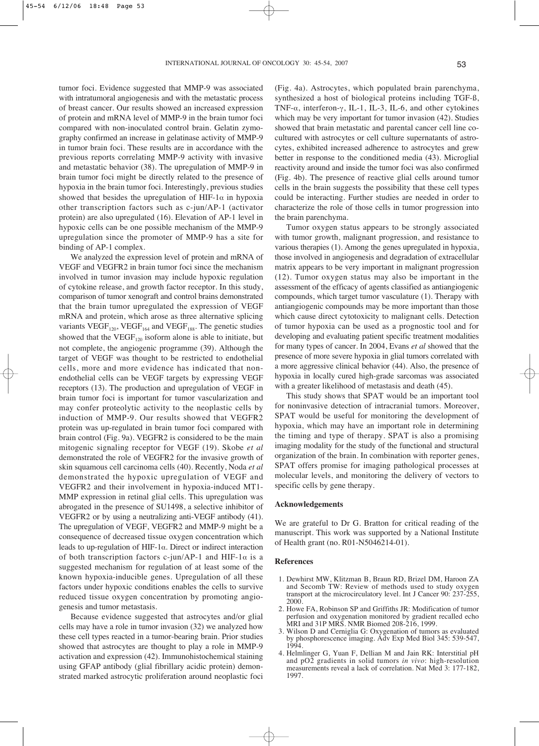tumor foci. Evidence suggested that MMP-9 was associated with intratumoral angiogenesis and with the metastatic process of breast cancer. Our results showed an increased expression of protein and mRNA level of MMP-9 in the brain tumor foci compared with non-inoculated control brain. Gelatin zymography confirmed an increase in gelatinase activity of MMP-9 in tumor brain foci. These results are in accordance with the previous reports correlating MMP-9 activity with invasive and metastatic behavior (38). The upregulation of MMP-9 in brain tumor foci might be directly related to the presence of hypoxia in the brain tumor foci. Interestingly, previous studies showed that besides the upregulation of HIF-1α in hypoxia other transcription factors such as c-jun/AP-1 (activator protein) are also upregulated (16). Elevation of AP-1 level in hypoxic cells can be one possible mechanism of the MMP-9 upregulation since the promoter of MMP-9 has a site for binding of AP-1 complex.

We analyzed the expression level of protein and mRNA of VEGF and VEGFR2 in brain tumor foci since the mechanism involved in tumor invasion may include hypoxic regulation of cytokine release, and growth factor receptor. In this study, comparison of tumor xenograft and control brains demonstrated that the brain tumor upregulated the expression of VEGF mRNA and protein, which arose as three alternative splicing variants $VEGF_{120}$, $VEGF_{164}$ and $VEGF_{188}$. The genetic studies showed that the $VEGF_{120}$ isoform alone is able to initiate, but not complete, the angiogenic programme (39). Although the target of VEGF was thought to be restricted to endothelial cells, more and more evidence has indicated that non-endothelial cells can be VEGF targets by expressing VEGF receptors (13). The production and upregulation of VEGF in brain tumor foci is important for tumor vascularization and may confer proteolytic activity to the neoplastic cells by induction of MMP-9. Our results showed that VEGFR2 protein was up-regulated in brain tumor foci compared with brain control (Fig. 9a). VEGFR2 is considered to be the main mitogenic signaling receptor for VEGF (19). Skobe *et al* demonstrated the role of VEGFR2 for the invasive growth of skin squamous cell carcinoma cells (40). Recently, Noda *et al* demonstrated the hypoxic upregulation of VEGF and VEGFR2 and their involvement in hypoxia-induced MT1-MMP expression in retinal glial cells. This upregulation was abrogated in the presence of SU1498, a selective inhibitor of VEGFR2 or by using a neutralizing anti-VEGF antibody (41). The upregulation of VEGF, VEGFR2 and MMP-9 might be a consequence of decreased tissue oxygen concentration which leads to up-regulation of HIF-1α. Direct or indirect interaction of both transcription factors c-jun/AP-1 and HIF-1α is a suggested mechanism for regulation of at least some of the known hypoxia-inducible genes. Upregulation of all these factors under hypoxic conditions enables the cells to survive reduced tissue oxygen concentration by promoting angiogenesis and tumor metastasis.

Because evidence suggested that astrocytes and/or glial cells may have a role in tumor invasion (32) we analyzed how these cell types reacted in a tumor-bearing brain. Prior studies showed that astrocytes are thought to play a role in MMP-9 activation and expression (42). Immunohistochemical staining using GFAP antibody (glial fibrillary acidic protein) demonstrated marked astrocytic proliferation around neoplastic foci (Fig. 4a). Astrocytes, which populated brain parenchyma, synthesized a host of biological proteins including TGF-ß, TNF-α, interferon-γ, IL-1, IL-3, IL-6, and other cytokines which may be very important for tumor invasion (42). Studies showed that brain metastatic and parental cancer cell line co-cultured with astrocytes or cell culture supernatants of astrocytes, exhibited increased adherence to astrocytes and grew better in response to the conditioned media (43). Microglial reactivity around and inside the tumor foci was also confirmed (Fig. 4b). The presence of reactive glial cells around tumor cells in the brain suggests the possibility that these cell types could be interacting. Further studies are needed in order to characterize the role of those cells in tumor progression into the brain parenchyma.

Tumor oxygen status appears to be strongly associated with tumor growth, malignant progression, and resistance to various therapies (1). Among the genes upregulated in hypoxia, those involved in angiogenesis and degradation of extracellular matrix appears to be very important in malignant progression (12). Tumor oxygen status may also be important in the assessment of the efficacy of agents classified as antiangiogenic compounds, which target tumor vasculature (1). Therapy with antiangiogenic compounds may be more important than those which cause direct cytotoxicity to malignant cells. Detection of tumor hypoxia can be used as a prognostic tool and for developing and evaluating patient specific treatment modalities for many types of cancer. In 2004, Evans *et al* showed that the presence of more severe hypoxia in glial tumors correlated with a more aggressive clinical behavior (44). Also, the presence of hypoxia in locally cured high-grade sarcomas was associated with a greater likelihood of metastasis and death (45).

This study shows that SPAT would be an important tool for noninvasive detection of intracranial tumors. Moreover, SPAT would be useful for monitoring the development of hypoxia, which may have an important role in determining the timing and type of therapy. SPAT is also a promising imaging modality for the study of the functional and structural organization of the brain. In combination with reporter genes, SPAT offers promise for imaging pathological processes at molecular levels, and monitoring the delivery of vectors to specific cells by gene therapy.

## Acknowledgements

We are grateful to Dr G. Bratton for critical reading of the manuscript. This work was supported by a National Institute of Health grant (no. R01-N5046214-01).

## References

1. Dewhirst MW, Klitzman B, Braun RD, Brizel DM, Haroon ZA and Secomb TW: Review of methods used to study oxygen transport at the microcirculatory level. Int J Cancer 90: 237-255, 2000.
2. Howe FA, Robinson SP and Griffiths JR: Modification of tumor perfusion and oxygenation monitored by gradient recalled echo MRI and 31P MRS. NMR Biomed 208-216, 1999.
3. Wilson D and Cerniglia G: Oxygenation of tumors as evaluated by phosphorescence imaging. Adv Exp Med Biol 345: 539-547, 1994.
4. Helmlinger G, Yuan F, Dellian M and Jain RK: Interstitial pH and pO2 gradients in solid tumors *in vivo*: high-resolution measurements reveal a lack of correlation. Nat Med 3: 177-182, 1997.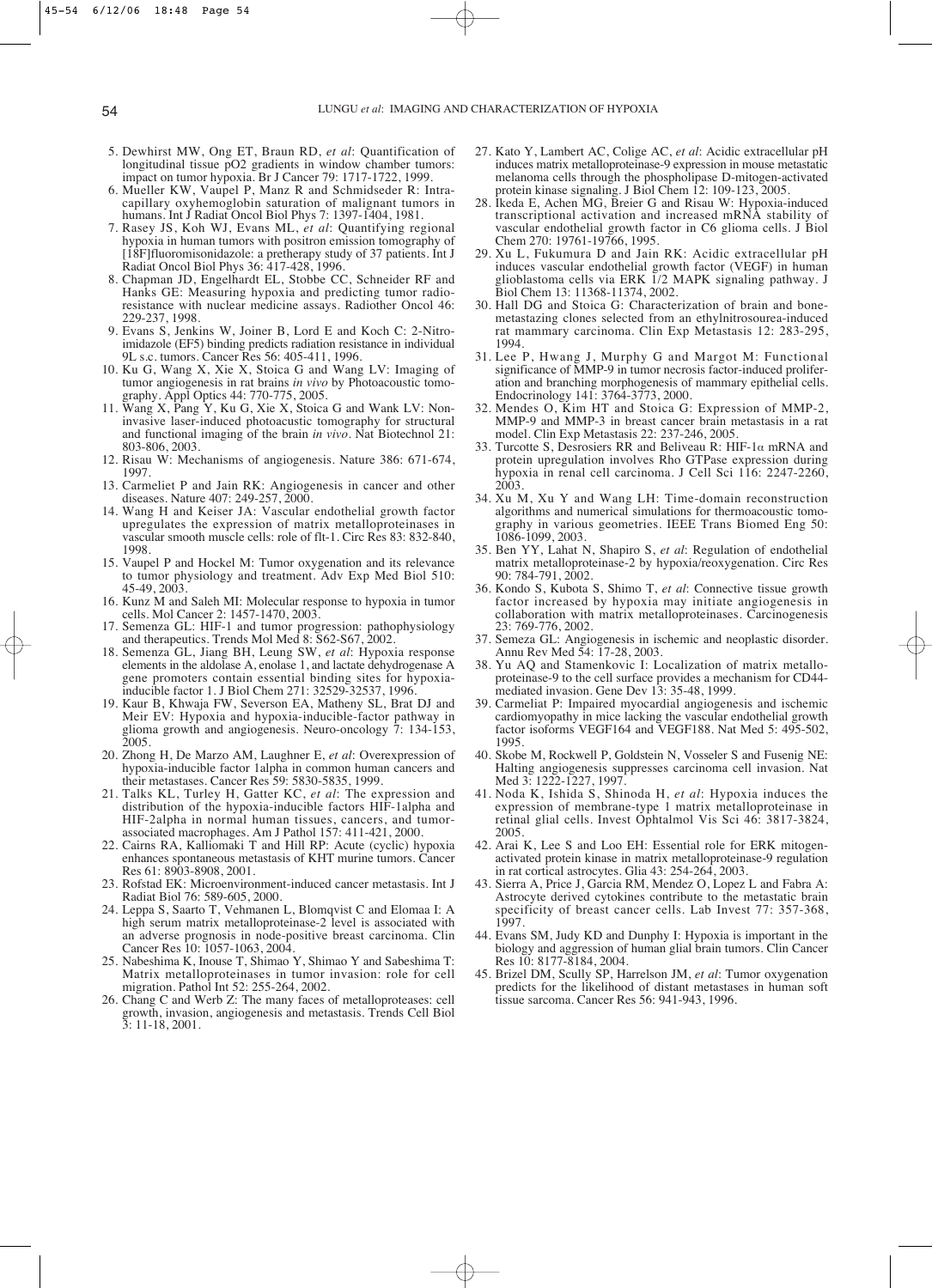5. Dewhirst MW, Ong ET, Braun RD, *et al*: Quantification of longitudinal tissue pO2 gradients in window chamber tumors: impact on tumor hypoxia. Br J Cancer 79: 1717-1722, 1999.
6. Mueller KW, Vaupel P, Manz R and Schmidseder R: Intracapillary oxyhemoglobin saturation of malignant tumors in humans. Int J Radiat Oncol Biol Phys 7: 1397-1404, 1981.
7. Rasey JS, Koh WJ, Evans ML, *et al*: Quantifying regional hypoxia in human tumors with positron emission tomography of [18F]fluoromisonidazole: a pretherapy study of 37 patients. Int J Radiat Oncol Biol Phys 36: 417-428, 1996.
8. Chapman JD, Engelhardt EL, Stobbe CC, Schneider RF and Hanks GE: Measuring hypoxia and predicting tumor radioresistance with nuclear medicine assays. Radiother Oncol 46: 229-237, 1998.
9. Evans S, Jenkins W, Joiner B, Lord E and Koch C: 2-Nitroimidazole (EF5) binding predicts radiation resistance in individual 9L s.c. tumors. Cancer Res 56: 405-411, 1996.
10. Ku G, Wang X, Xie X, Stoica G and Wang LV: Imaging of tumor angiogenesis in rat brains *in vivo* by Photoacoustic tomography. Appl Optics 44: 770-775, 2005.
11. Wang X, Pang Y, Ku G, Xie X, Stoica G and Wank LV: Noninvasive laser-induced photoacustic tomography for structural and functional imaging of the brain *in vivo*. Nat Biotechnol 21: 803-806, 2003.
12. Risau W: Mechanisms of angiogenesis. Nature 386: 671-674, 1997.
13. Carmeliet P and Jain RK: Angiogenesis in cancer and other diseases. Nature 407: 249-257, 2000.
14. Wang H and Keiser JA: Vascular endothelial growth factor upregulates the expression of matrix metalloproteinases in vascular smooth muscle cells: role of flt-1. Circ Res 83: 832-840, 1998.
15. Vaupel P and Hockel M: Tumor oxygenation and its relevance to tumor physiology and treatment. Adv Exp Med Biol 510: 45-49, 2003.
16. Kunz M and Saleh MI: Molecular response to hypoxia in tumor cells. Mol Cancer 2: 1457-1470, 2003.
17. Semenza GL: HIF-1 and tumor progression: pathophysiology and therapeutics. Trends Mol Med 8: S62-S67, 2002.
18. Semenza GL, Jiang BH, Leung SW, *et al*: Hypoxia response elements in the aldolase A, enolase 1, and lactate dehydrogenase A gene promoters contain essential binding sites for hypoxia-inducible factor 1. J Biol Chem 271: 32529-32537, 1996.
19. Kaur B, Khwaja FW, Severson EA, Matheny SL, Brat DJ and Meir EV: Hypoxia and hypoxia-inducible-factor pathway in glioma growth and angiogenesis. Neuro-oncology 7: 134-153, 2005.
20. Zhong H, De Marzo AM, Laughner E, *et al*: Overexpression of hypoxia-inducible factor 1alpha in common human cancers and their metastases. Cancer Res 59: 5830-5835, 1999.
21. Talks KL, Turley H, Gatter KC, *et al*: The expression and distribution of the hypoxia-inducible factors HIF-1alpha and HIF-2alpha in normal human tissues, cancers, and tumor-associated macrophages. Am J Pathol 157: 411-421, 2000.
22. Cairns RA, Kalliomaki T and Hill RP: Acute (cyclic) hypoxia enhances spontaneous metastasis of KHT murine tumors. Cancer Res 61: 8903-8908, 2001.
23. Rofstad EK: Microenvironment-induced cancer metastasis. Int J Radiat Biol 76: 589-605, 2000.
24. Leppa S, Saarto T, Vehmanen L, Blomqvist C and Elomaa I: A high serum matrix metalloproteinase-2 level is associated with an adverse prognosis in node-positive breast carcinoma. Clin Cancer Res 10: 1057-1063, 2004.
25. Nabeshima K, Inouse T, Shimao Y, Shimao Y and Sabeshima T: Matrix metalloproteinases in tumor invasion: role for cell migration. Pathol Int 52: 255-264, 2002.
26. Chang C and Werb Z: The many faces of metalloproteases: cell growth, invasion, angiogenesis and metastasis. Trends Cell Biol 3: 11-18, 2001.
27. Kato Y, Lambert AC, Colige AC, *et al*: Acidic extracellular pH induces matrix metalloproteinase-9 expression in mouse metastatic melanoma cells through the phospholipase D-mitogen-activated protein kinase signaling. J Biol Chem 12: 109-123, 2005.
28. Ikeda E, Achen MG, Breier G and Risau W: Hypoxia-induced transcriptional activation and increased mRNA stability of vascular endothelial growth factor in C6 glioma cells. J Biol Chem 270: 19761-19766, 1995.
29. Xu L, Fukumura D and Jain RK: Acidic extracellular pH induces vascular endothelial growth factor (VEGF) in human glioblastoma cells via ERK 1/2 MAPK signaling pathway. J Biol Chem 13: 11368-11374, 2002.
30. Hall DG and Stoica G: Characterization of brain and bone-metastazing clones selected from an ethylnitrosourea-induced rat mammary carcinoma. Clin Exp Metastasis 12: 283-295, 1994.
31. Lee P, Hwang J, Murphy G and Margot M: Functional significance of MMP-9 in tumor necrosis factor-induced proliferation and branching morphogenesis of mammary epithelial cells. Endocrinology 141: 3764-3773, 2000.
32. Mendes O, Kim HT and Stoica G: Expression of MMP-2, MMP-9 and MMP-3 in breast cancer brain metastasis in a rat model. Clin Exp Metastasis 22: 237-246, 2005.
33. Turcotte S, Desrosiers RR and Beliveau R: HIF-1α mRNA and protein upregulation involves Rho GTPase expression during hypoxia in renal cell carcinoma. J Cell Sci 116: 2247-2260, 2003.
34. Xu M, Xu Y and Wang LH: Time-domain reconstruction algorithms and numerical simulations for thermoacoustic tomography in various geometries. IEEE Trans Biomed Eng 50: 1086-1099, 2003.
35. Ben YY, Lahat N, Shapiro S, *et al*: Regulation of endothelial matrix metalloproteinase-2 by hypoxia/reoxygenation. Circ Res 90: 784-791, 2002.
36. Kondo S, Kubota S, Shimo T, *et al*: Connective tissue growth factor increased by hypoxia may initiate angiogenesis in collaboration with matrix metalloproteinases. Carcinogenesis 23: 769-776, 2002.
37. Semeza GL: Angiogenesis in ischemic and neoplastic disorder. Annu Rev Med 54: 17-28, 2003.
38. Yu AQ and Stamenkovic I: Localization of matrix metalloproteinase-9 to the cell surface provides a mechanism for CD44-mediated invasion. Gene Dev 13: 35-48, 1999.
39. Carmeliat P: Impaired myocardial angiogenesis and ischemic cardiomyopathy in mice lacking the vascular endothelial growth factor isoforms VEGF164 and VEGF188. Nat Med 5: 495-502, 1995.
40. Skobe M, Rockwell P, Goldstein N, Vosseler S and Fusenig NE: Halting angiogenesis suppresses carcinoma cell invasion. Nat Med 3: 1222-1227, 1997.
41. Noda K, Ishida S, Shinoda H, *et al*: Hypoxia induces the expression of membrane-type 1 matrix metalloproteinase in retinal glial cells. Invest Ophtalmol Vis Sci 46: 3817-3824, 2005.
42. Arai K, Lee S and Loo EH: Essential role for ERK mitogen-activated protein kinase in matrix metalloproteinase-9 regulation in rat cortical astrocytes. Glia 43: 254-264, 2003.
43. Sierra A, Price J, Garcia RM, Mendez O, Lopez L and Fabra A: Astrocyte derived cytokines contribute to the metastatic brain specificity of breast cancer cells. Lab Invest 77: 357-368, 1997.
44. Evans SM, Judy KD and Dunphy I: Hypoxia is important in the biology and aggression of human glial brain tumors. Clin Cancer Res 10: 8177-8184, 2004.
45. Brizel DM, Scully SP, Harrelson JM, *et al*: Tumor oxygenation predicts for the likelihood of distant metastases in human soft tissue sarcoma. Cancer Res 56: 941-943, 1996.